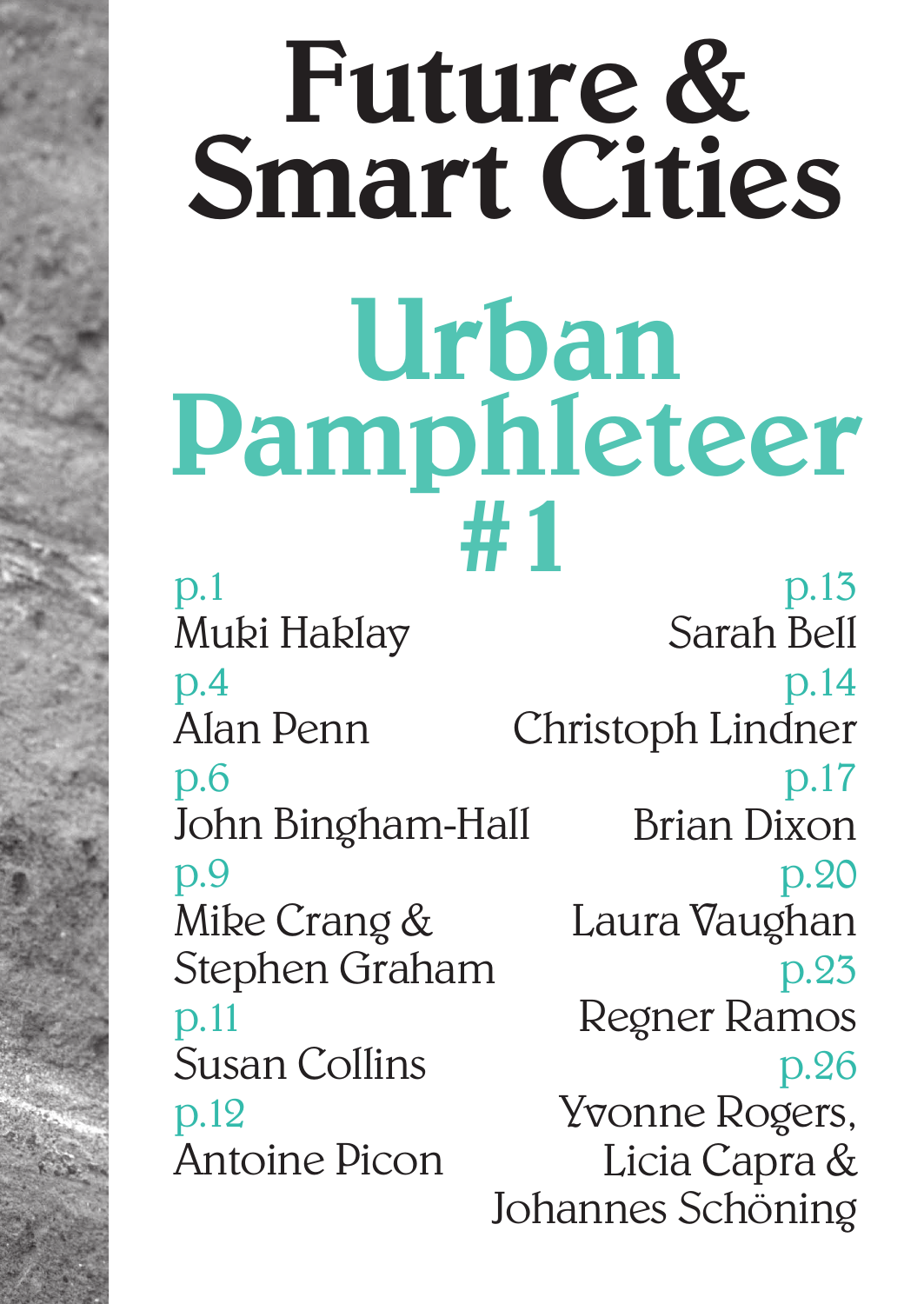# Future & Smart Cities

# Urban Pamphleteer #1

p.1
Muki Haklay

p.4
Alan Penn

p.6
John Bingham-Hall

p.9
Mike Crang & Stephen Graham

p.11
Susan Collins

p.12
Antoine Picon

p.13
Sarah Bell

p.14
Christoph Lindner

p.17
Brian Dixon

p.20
Laura Vaughan

p.23
Regner Ramos

p.26
Yvonne Rogers, Licia Capra & Johannes Schöning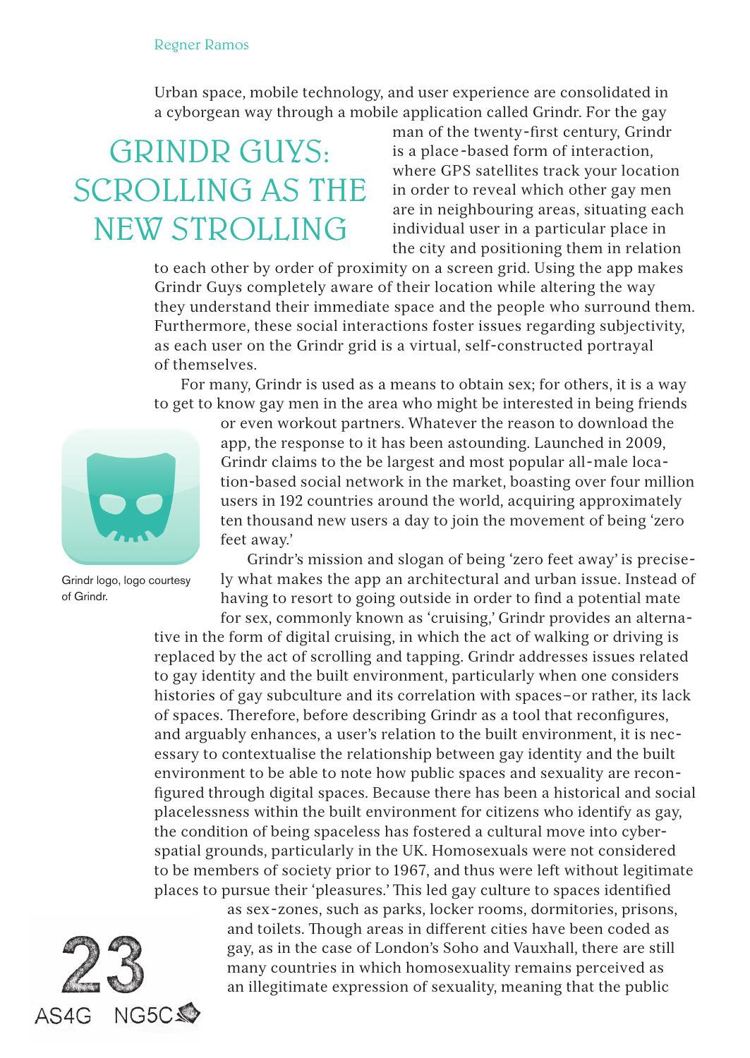Regner Ramos

# GRINDR GUYS: SCROLLING AS THE NEW STROLLING

Urban space, mobile technology, and user experience are consolidated in a cyborgean way through a mobile application called Grindr. For the gay man of the twenty-first century, Grindr is a place-based form of interaction, where GPS satellites track your location in order to reveal which other gay men are in neighbouring areas, situating each individual user in a particular place in the city and positioning them in relation to each other by order of proximity on a screen grid. Using the app makes Grindr Guys completely aware of their location while altering the way they understand their immediate space and the people who surround them. Furthermore, these social interactions foster issues regarding subjectivity, as each user on the Grindr grid is a virtual, self-constructed portrayal of themselves.

For many, Grindr is used as a means to obtain sex; for others, it is a way to get to know gay men in the area who might be interested in being friends or even workout partners. Whatever the reason to download the app, the response to it has been astounding. Launched in 2009, Grindr claims to the be largest and most popular all-male location-based social network in the market, boasting over four million users in 192 countries around the world, acquiring approximately ten thousand new users a day to join the movement of being 'zero feet away.'

Grindr logo, logo courtesy of Grindr.

Grindr's mission and slogan of being 'zero feet away' is precisely what makes the app an architectural and urban issue. Instead of having to resort to going outside in order to find a potential mate for sex, commonly known as 'cruising,' Grindr provides an alternative in the form of digital cruising, in which the act of walking or driving is replaced by the act of scrolling and tapping. Grindr addresses issues related to gay identity and the built environment, particularly when one considers histories of gay subculture and its correlation with spaces–or rather, its lack of spaces. Therefore, before describing Grindr as a tool that reconfigures, and arguably enhances, a user's relation to the built environment, it is necessary to contextualise the relationship between gay identity and the built environment to be able to note how public spaces and sexuality are reconfigured through digital spaces. Because there has been a historical and social placelessness within the built environment for citizens who identify as gay, the condition of being spaceless has fostered a cultural move into cyber-spatial grounds, particularly in the UK. Homosexuals were not considered to be members of society prior to 1967, and thus were left without legitimate places to pursue their 'pleasures.' This led gay culture to spaces identified as sex-zones, such as parks, locker rooms, dormitories, prisons, and toilets. Though areas in different cities have been coded as gay, as in the case of London's Soho and Vauxhall, there are still many countries in which homosexuality remains perceived as an illegitimate expression of sexuality, meaning that the public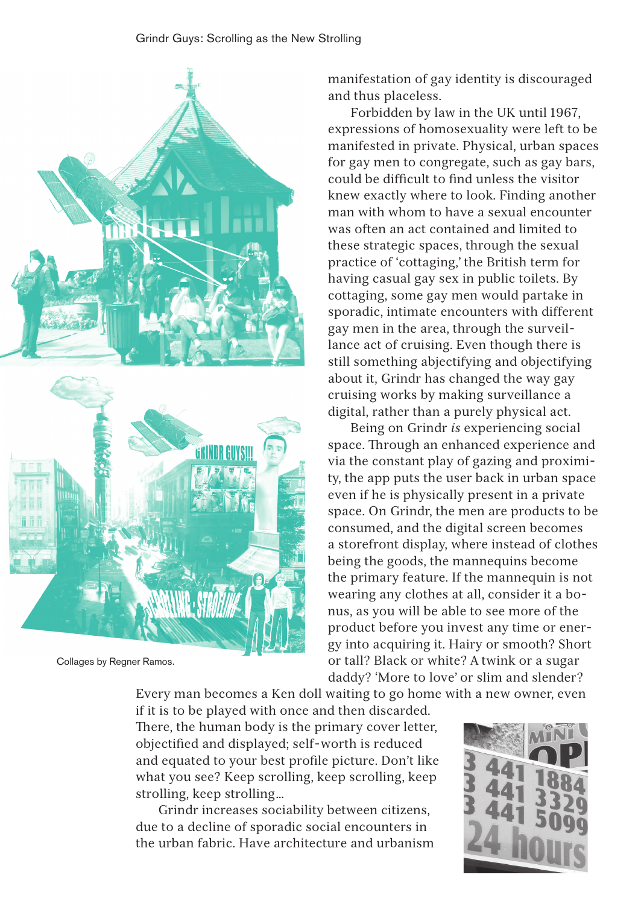manifestation of gay identity is discouraged and thus placeless.

Forbidden by law in the UK until 1967, expressions of homosexuality were left to be manifested in private. Physical, urban spaces for gay men to congregate, such as gay bars, could be difficult to find unless the visitor knew exactly where to look. Finding another man with whom to have a sexual encounter was often an act contained and limited to these strategic spaces, through the sexual practice of 'cottaging,' the British term for having casual gay sex in public toilets. By cottaging, some gay men would partake in sporadic, intimate encounters with different gay men in the area, through the surveillance act of cruising. Even though there is still something abjectifying and objectifying about it, Grindr has changed the way gay cruising works by making surveillance a digital, rather than a purely physical act.

Being on Grindr *is* experiencing social space. Through an enhanced experience and via the constant play of gazing and proximity, the app puts the user back in urban space even if he is physically present in a private space. On Grindr, the men are products to be consumed, and the digital screen becomes a storefront display, where instead of clothes being the goods, the mannequins become the primary feature. If the mannequin is not wearing any clothes at all, consider it a bonus, as you will be able to see more of the product before you invest any time or energy into acquiring it. Hairy or smooth? Short or tall? Black or white? A twink or a sugar daddy? 'More to love' or slim and slender? Every man becomes a Ken doll waiting to go home with a new owner, even if it is to be played with once and then discarded. There, the human body is the primary cover letter, objectified and displayed; self-worth is reduced and equated to your best profile picture. Don't like what you see? Keep scrolling, keep scrolling, keep strolling, keep strolling…

Grindr increases sociability between citizens, due to a decline of sporadic social encounters in the urban fabric. Have architecture and urbanism

Collages by Regner Ramos.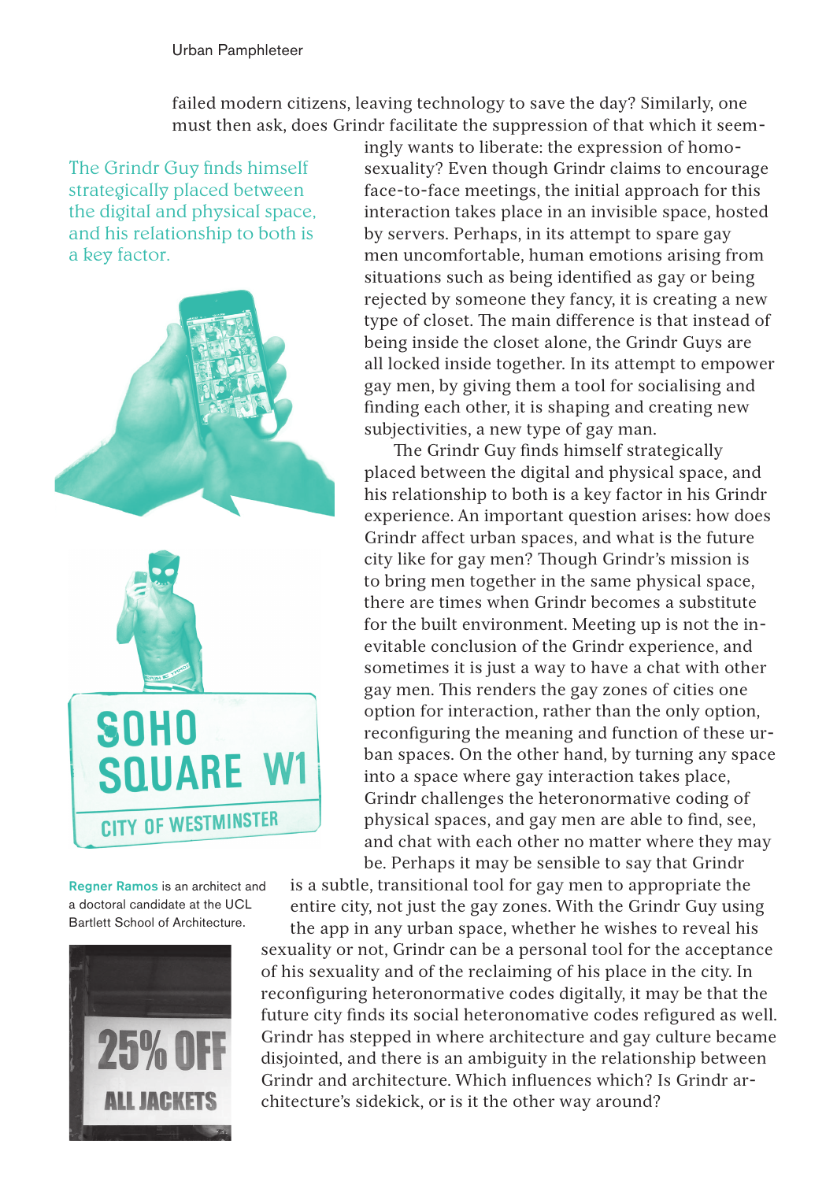failed modern citizens, leaving technology to save the day? Similarly, one must then ask, does Grindr facilitate the suppression of that which it seemingly wants to liberate: the expression of homosexuality? Even though Grindr claims to encourage face-to-face meetings, the initial approach for this interaction takes place in an invisible space, hosted by servers. Perhaps, in its attempt to spare gay men uncomfortable, human emotions arising from situations such as being identified as gay or being rejected by someone they fancy, it is creating a new type of closet. The main difference is that instead of being inside the closet alone, the Grindr Guys are all locked inside together. In its attempt to empower gay men, by giving them a tool for socialising and finding each other, it is shaping and creating new subjectivities, a new type of gay man.

> The Grindr Guy finds himself strategically placed between the digital and physical space, and his relationship to both is a key factor.

The Grindr Guy finds himself strategically placed between the digital and physical space, and his relationship to both is a key factor in his Grindr experience. An important question arises: how does Grindr affect urban spaces, and what is the future city like for gay men? Though Grindr's mission is to bring men together in the same physical space, there are times when Grindr becomes a substitute for the built environment. Meeting up is not the inevitable conclusion of the Grindr experience, and sometimes it is just a way to have a chat with other gay men. This renders the gay zones of cities one option for interaction, rather than the only option, reconfiguring the meaning and function of these urban spaces. On the other hand, by turning any space into a space where gay interaction takes place, Grindr challenges the heteronormative coding of physical spaces, and gay men are able to find, see, and chat with each other no matter where they may be. Perhaps it may be sensible to say that Grindr is a subtle, transitional tool for gay men to appropriate the entire city, not just the gay zones. With the Grindr Guy using the app in any urban space, whether he wishes to reveal his sexuality or not, Grindr can be a personal tool for the acceptance of his sexuality and of the reclaiming of his place in the city. In reconfiguring heteronormative codes digitally, it may be that the future city finds its social heteronomative codes refigured as well. Grindr has stepped in where architecture and gay culture became disjointed, and there is an ambiguity in the relationship between Grindr and architecture. Which influences which? Is Grindr architecture's sidekick, or is it the other way around?

SOHO SQUARE W1

CITY OF WESTMINSTER

25% OFF

ALL JACKETS

**Regner Ramos** is an architect and a doctoral candidate at the UCL Bartlett School of Architecture.